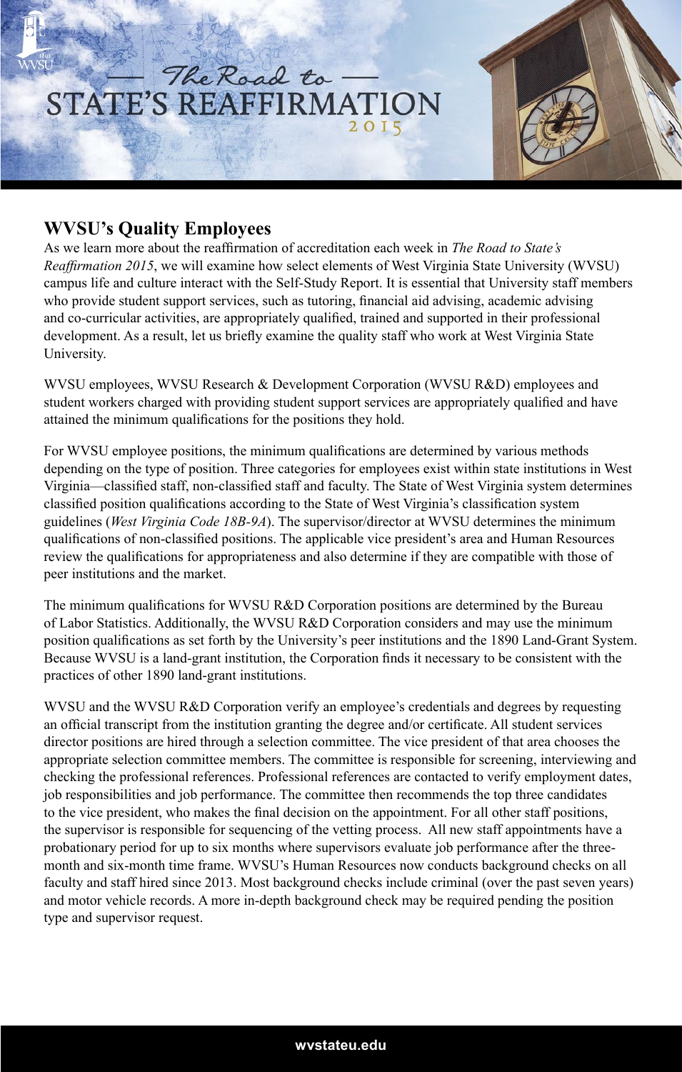# — *The Road to* — STATE'S REAFFIRMATION 2015

## WVSU's Quality Employees

As we learn more about the reaffirmation of accreditation each week in *The Road to State's Reaffirmation 2015*, we will examine how select elements of West Virginia State University (WVSU) campus life and culture interact with the Self-Study Report. It is essential that University staff members who provide student support services, such as tutoring, financial aid advising, academic advising and co-curricular activities, are appropriately qualified, trained and supported in their professional development. As a result, let us briefly examine the quality staff who work at West Virginia State University.

WVSU employees, WVSU Research & Development Corporation (WVSU R&D) employees and student workers charged with providing student support services are appropriately qualified and have attained the minimum qualifications for the positions they hold.

For WVSU employee positions, the minimum qualifications are determined by various methods depending on the type of position. Three categories for employees exist within state institutions in West Virginia—classified staff, non-classified staff and faculty. The State of West Virginia system determines classified position qualifications according to the State of West Virginia's classification system guidelines (*West Virginia Code 18B-9A*). The supervisor/director at WVSU determines the minimum qualifications of non-classified positions. The applicable vice president's area and Human Resources review the qualifications for appropriateness and also determine if they are compatible with those of peer institutions and the market.

The minimum qualifications for WVSU R&D Corporation positions are determined by the Bureau of Labor Statistics. Additionally, the WVSU R&D Corporation considers and may use the minimum position qualifications as set forth by the University's peer institutions and the 1890 Land-Grant System. Because WVSU is a land-grant institution, the Corporation finds it necessary to be consistent with the practices of other 1890 land-grant institutions.

WVSU and the WVSU R&D Corporation verify an employee's credentials and degrees by requesting an official transcript from the institution granting the degree and/or certificate. All student services director positions are hired through a selection committee. The vice president of that area chooses the appropriate selection committee members. The committee is responsible for screening, interviewing and checking the professional references. Professional references are contacted to verify employment dates, job responsibilities and job performance. The committee then recommends the top three candidates to the vice president, who makes the final decision on the appointment. For all other staff positions, the supervisor is responsible for sequencing of the vetting process. All new staff appointments have a probationary period for up to six months where supervisors evaluate job performance after the three-month and six-month time frame. WVSU's Human Resources now conducts background checks on all faculty and staff hired since 2013. Most background checks include criminal (over the past seven years) and motor vehicle records. A more in-depth background check may be required pending the position type and supervisor request.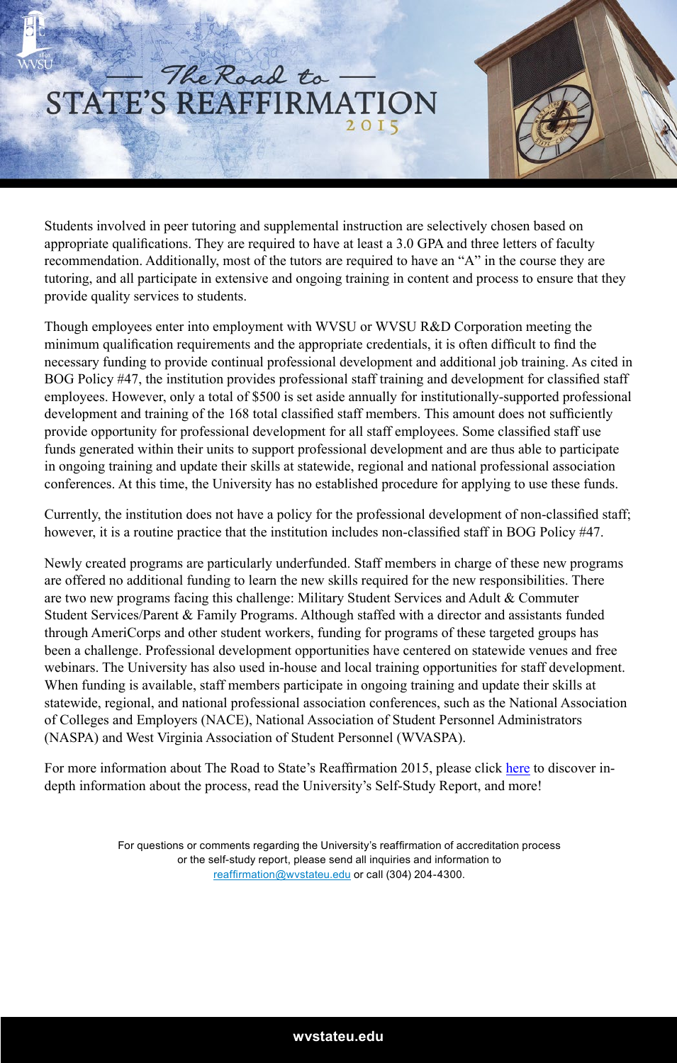# The Road to STATE'S REAFFIRMATION 2015

Students involved in peer tutoring and supplemental instruction are selectively chosen based on appropriate qualifications. They are required to have at least a 3.0 GPA and three letters of faculty recommendation. Additionally, most of the tutors are required to have an "A" in the course they are tutoring, and all participate in extensive and ongoing training in content and process to ensure that they provide quality services to students.

Though employees enter into employment with WVSU or WVSU R&D Corporation meeting the minimum qualification requirements and the appropriate credentials, it is often difficult to find the necessary funding to provide continual professional development and additional job training. As cited in BOG Policy #47, the institution provides professional staff training and development for classified staff employees. However, only a total of $500 is set aside annually for institutionally-supported professional development and training of the 168 total classified staff members. This amount does not sufficiently provide opportunity for professional development for all staff employees. Some classified staff use funds generated within their units to support professional development and are thus able to participate in ongoing training and update their skills at statewide, regional and national professional association conferences. At this time, the University has no established procedure for applying to use these funds.

Currently, the institution does not have a policy for the professional development of non-classified staff; however, it is a routine practice that the institution includes non-classified staff in BOG Policy #47.

Newly created programs are particularly underfunded. Staff members in charge of these new programs are offered no additional funding to learn the new skills required for the new responsibilities. There are two new programs facing this challenge: Military Student Services and Adult & Commuter Student Services/Parent & Family Programs. Although staffed with a director and assistants funded through AmeriCorps and other student workers, funding for programs of these targeted groups has been a challenge. Professional development opportunities have centered on statewide venues and free webinars. The University has also used in-house and local training opportunities for staff development. When funding is available, staff members participate in ongoing training and update their skills at statewide, regional, and national professional association conferences, such as the National Association of Colleges and Employers (NACE), National Association of Student Personnel Administrators (NASPA) and West Virginia Association of Student Personnel (WVASPA).

For more information about The Road to State's Reaffirmation 2015, please click here to discover in-depth information about the process, read the University's Self-Study Report, and more!

For questions or comments regarding the University's reaffirmation of accreditation process or the self-study report, please send all inquiries and information to reaffirmation@wvstateu.edu or call (304) 204-4300.

wvstateu.edu